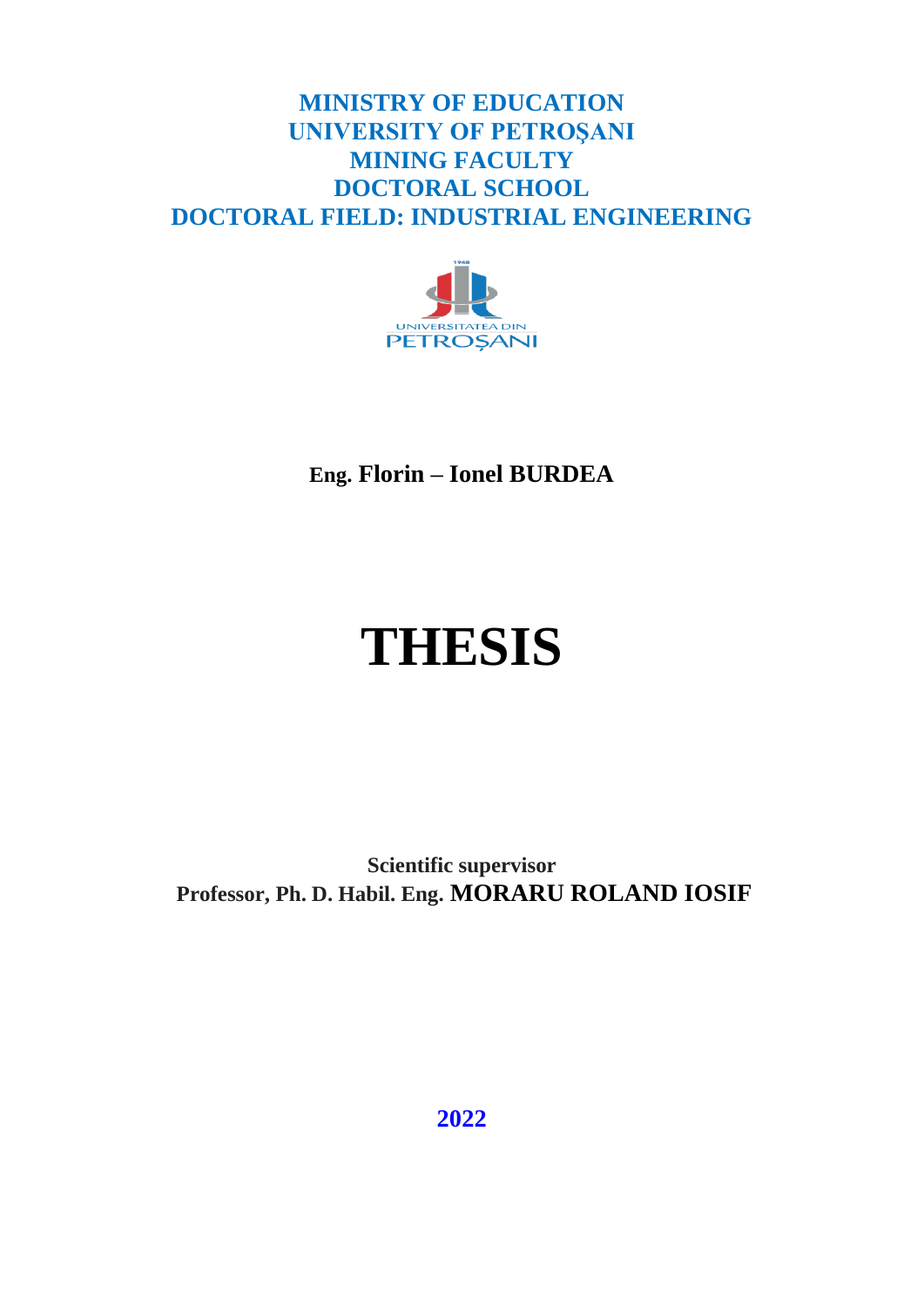**MINISTRY OF EDUCATION**
**UNIVERSITY OF PETROŞANI**
**MINING FACULTY**
**DOCTORAL SCHOOL**
**DOCTORAL FIELD: INDUSTRIAL ENGINEERING**

**Eng. Florin – Ionel BURDEA**

# THESIS

**Scientific supervisor**
**Professor, Ph. D. Habil. Eng. MORARU ROLAND IOSIF**

**2022**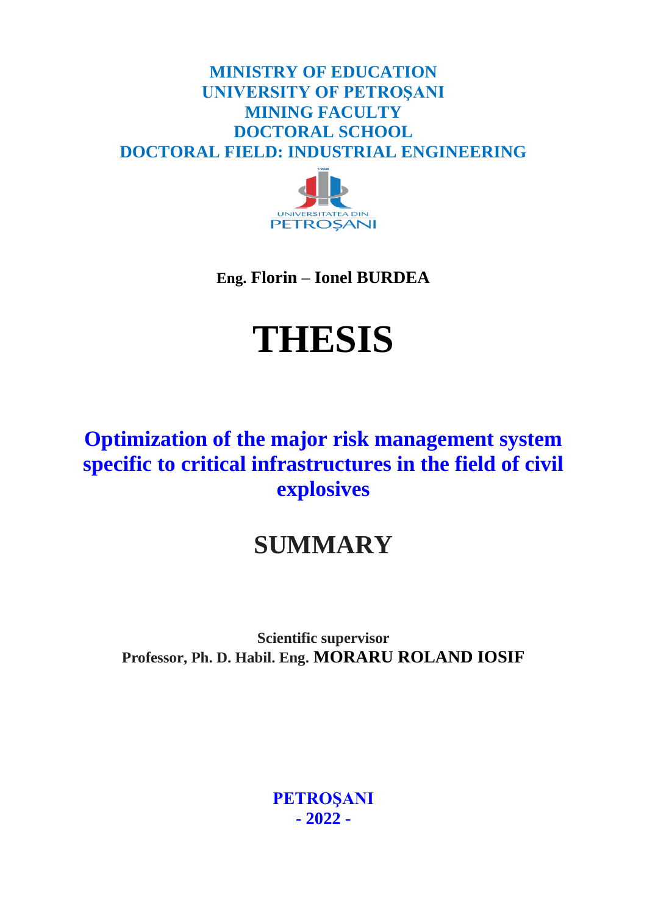**MINISTRY OF EDUCATION**
**UNIVERSITY OF PETROŞANI**
**MINING FACULTY**
**DOCTORAL SCHOOL**
**DOCTORAL FIELD: INDUSTRIAL ENGINEERING**

**Eng. Florin – Ionel BURDEA**

# THESIS

## Optimization of the major risk management system specific to critical infrastructures in the field of civil explosives

## SUMMARY

**Scientific supervisor**
**Professor, Ph. D. Habil. Eng. MORARU ROLAND IOSIF**

**PETROŞANI**
**- 2022 -**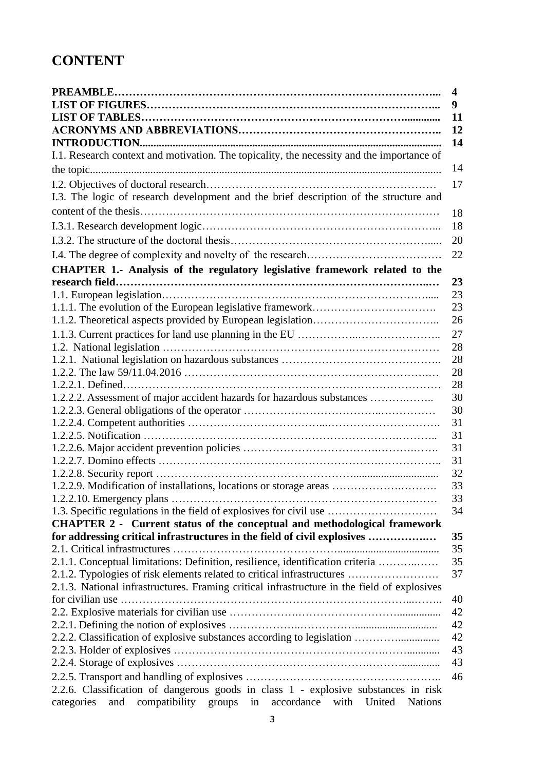# CONTENT

| | |
|---|---|
| **PREAMBLE……………………………………………………………………………...** | **4** |
| **LIST OF FIGURES………………………………………………………………………...** | **9** |
| **LIST OF TABLES…………………………………………………………………...........** | **11** |
| **ACRONYMS AND ABBREVIATIONS……………………………………………..** | **12** |
| **INTRODUCTION.............................................................................................................** | **14** |
| I.1. Research context and motivation. The topicality, the necessity and the importance of the topic............................................................................................................................... | 14 |
| I.2. Objectives of doctoral research……………………………………………………… | 17 |
| I.3. The logic of research development and the brief description of the structure and content of the thesis……………………………………………………………………… | 18 |
| I.3.1. Research development logic………………………………………………………... | 18 |
| I.3.2. The structure of the doctoral thesis……………………………………………….... | 20 |
| I.4. The degree of complexity and novelty of the research………………………………. | 22 |
| **CHAPTER 1.- Analysis of the regulatory legislative framework related to the research field……………………………………………………………………………..…** | **23** |
| 1.1. European legislation……………………………………………………………….... | 23 |
| 1.1.1. The evolution of the European legislative framework……………………………. | 23 |
| 1.1.2. Theoretical aspects provided by European legislation…………………………….. | 26 |
| 1.1.3. Current practices for land use planning in the EU ……………..………………….. | 27 |
| 1.2. National legislation ………………………………………………….………………… | 28 |
| 1.2.1. National legislation on hazardous substances …………………………………….. | 28 |
| 1.2.2. The law 59/11.04.2016 …………………………………………………………..… | 28 |
| 1.2.2.1. Defined………………………………………………………………………… | 28 |
| 1.2.2.2. Assessment of major accident hazards for hazardous substances ……….…….. | 30 |
| 1.2.2.3. General obligations of the operator ……………………………..…………… | 30 |
| 1.2.2.4. Competent authorities ……………………………....…………………………. | 31 |
| 1.2.2.5. Notification ……………………………………………………………….……….. | 31 |
| 1.2.2.6. Major accident prevention policies …………………………………….……….…. | 31 |
| 1.2.2.7. Domino effects …………………………………………………………….……….. | 31 |
| 1.2.2.8. Security report ………………………………………….............................. | 32 |
| 1.2.2.9. Modification of installations, locations or storage areas ………………….………. | 33 |
| 1.2.2.10. Emergency plans ……………………………………………………….…… | 33 |
| 1.3. Specific regulations in the field of explosives for civil use ………………………… | 34 |
| **CHAPTER 2 - Current status of the conceptual and methodological framework for addressing critical infrastructures in the field of civil explosives ……………….…** | **35** |
| 2.1. Critical infrastructures ……………………………………...................................... | 35 |
| 2.1.1. Conceptual limitations: Definition, resilience, identification criteria ………..…… | 35 |
| 2.1.2. Typologies of risk elements related to critical infrastructures …………………… | 37 |
| 2.1.3. National infrastructures. Framing critical infrastructure in the field of explosives for civilian use …………………………………………………………………...…….. | 40 |
| 2.2. Explosive materials for civilian use ………………….………………………................ | 42 |
| 2.2.1. Defining the notion of explosives ………………..……………........................... | 42 |
| 2.2.2. Classification of explosive substances according to legislation …………............... | 42 |
| 2.2.3. Holder of explosives ………………………………………………….……............ | 43 |
| 2.2.4. Storage of explosives ………………………….…………………….……............. | 43 |
| 2.2.5. Transport and handling of explosives …………………………………….……….. | 46 |
| 2.2.6. Classification of dangerous goods in class 1 - explosive substances in risk categories and compatibility groups in accordance with United Nations | |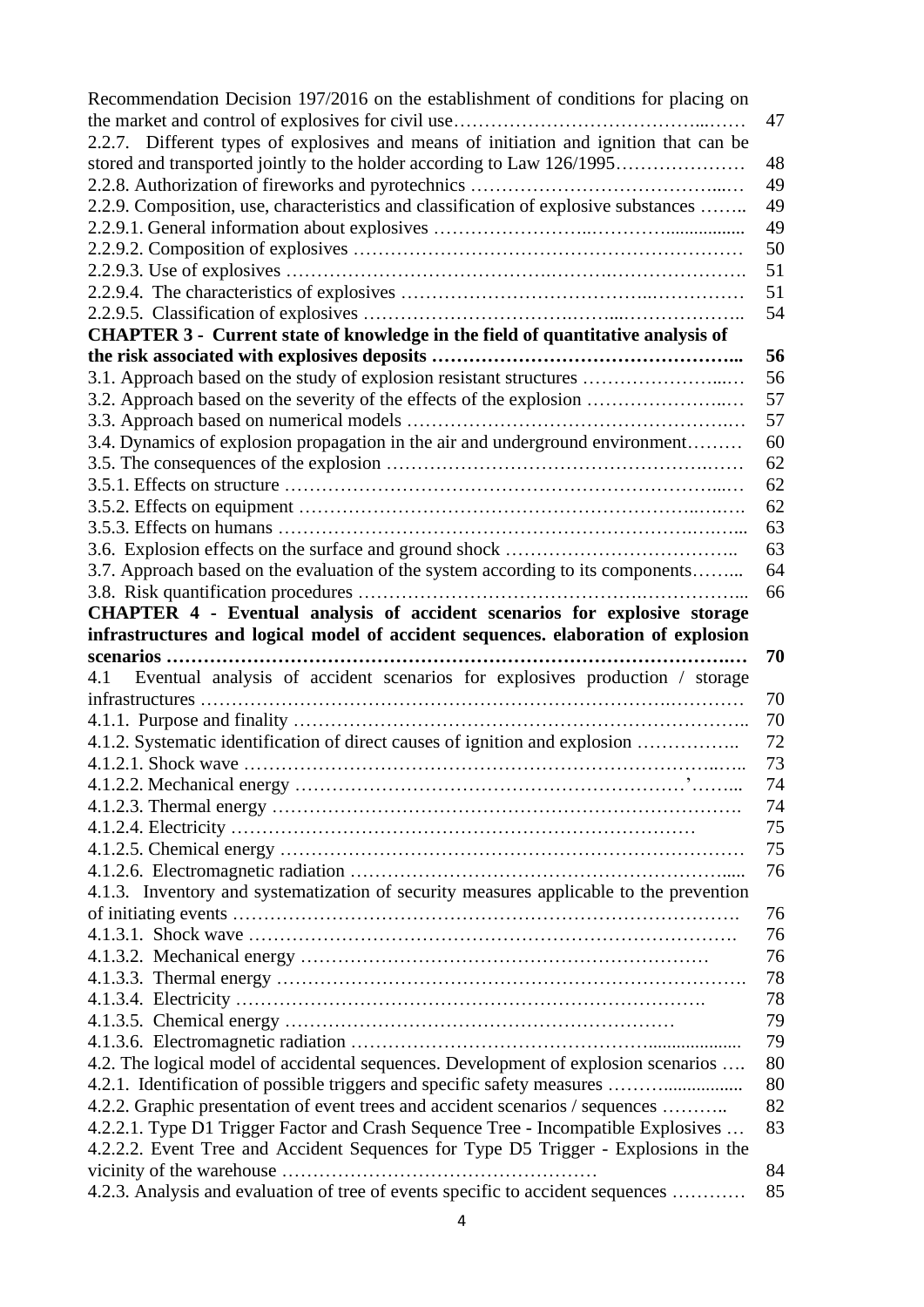Recommendation Decision 197/2016 on the establishment of conditions for placing on the market and control of explosives for civil use………………………………...…… 47
2.2.7. Different types of explosives and means of initiation and ignition that can be stored and transported jointly to the holder according to Law 126/1995………………… 48
2.2.8. Authorization of fireworks and pyrotechnics …………………………………...… 49
2.2.9. Composition, use, characteristics and classification of explosive substances …….. 49
2.2.9.1. General information about explosives ……………………..………….................. 49
2.2.9.2. Composition of explosives ……………………………………………………… 50
2.2.9.3. Use of explosives ………………………………….……….………………….. 51
2.2.9.4. The characteristics of explosives ………………………………..…………… 51
2.2.9.5. Classification of explosives ……………………….……....……………….. 54

**CHAPTER 3 - Current state of knowledge in the field of quantitative analysis of the risk associated with explosives deposits ………………………………………... 56**

3.1. Approach based on the study of explosion resistant structures …………………...… 56
3.2. Approach based on the severity of the effects of the explosion …………………..… 57
3.3. Approach based on numerical models ……………………………………………..… 57
3.4. Dynamics of explosion propagation in the air and underground environment……… 60
3.5. The consequences of the explosion ………………………………………………..… 62
3.5.1. Effects on structure ……………………………………………………………...… 62
3.5.2. Effects on equipment ……………………………………………………..….…. 62
3.5.3. Effects on humans ………………………………………………………….….…... 63
3.6. Explosion effects on the surface and ground shock …………………………….. 63
3.7. Approach based on the evaluation of the system according to its components……... 64
3.8. Risk quantification procedures …………………………………….…………….... 66

**CHAPTER 4 - Eventual analysis of accident scenarios for explosive storage infrastructures and logical model of accident sequences. elaboration of explosion scenarios ………………………………………………………………………….… 70**

4.1 Eventual analysis of accident scenarios for explosives production / storage infrastructures ……………………………………………………………….………… 70
4.1.1. Purpose and finality …………………………………………………………….. 70
4.1.2. Systematic identification of direct causes of ignition and explosion …………….. 72
4.1.2.1. Shock wave …………………………………………………………………..….. 73
4.1.2.2. Mechanical energy ………………………………………………………’……... 74
4.1.2.3. Thermal energy ………………………………………………………………. 74
4.1.2.4. Electricity ………………………………………………………………… 75
4.1.2.5. Chemical energy ……………………………………………………………… 75
4.1.2.6. Electromagnetic radiation …………………………………………………...... 76
4.1.3. Inventory and systematization of security measures applicable to the prevention of initiating events ………………………………………………………………………. 76
4.1.3.1. Shock wave ………………………………………………………………………. 76
4.1.3.2. Mechanical energy ………………………………………………………… 76
4.1.3.3. Thermal energy …………………………………………………………………. 78
4.1.3.4. Electricity ………………………………………………………………. 78
4.1.3.5. Chemical energy ……………………………………………………… 79
4.1.3.6. Electromagnetic radiation ……………………………………….................. 79
4.2. The logical model of accidental sequences. Development of explosion scenarios …. 80
4.2.1. Identification of possible triggers and specific safety measures ………................ 80
4.2.2. Graphic presentation of event trees and accident scenarios / sequences ……….. 82
4.2.2.1. Type D1 Trigger Factor and Crash Sequence Tree - Incompatible Explosives … 83
4.2.2.2. Event Tree and Accident Sequences for Type D5 Trigger - Explosions in the vicinity of the warehouse …………………………………………… 84
4.2.3. Analysis and evaluation of tree of events specific to accident sequences ………… 85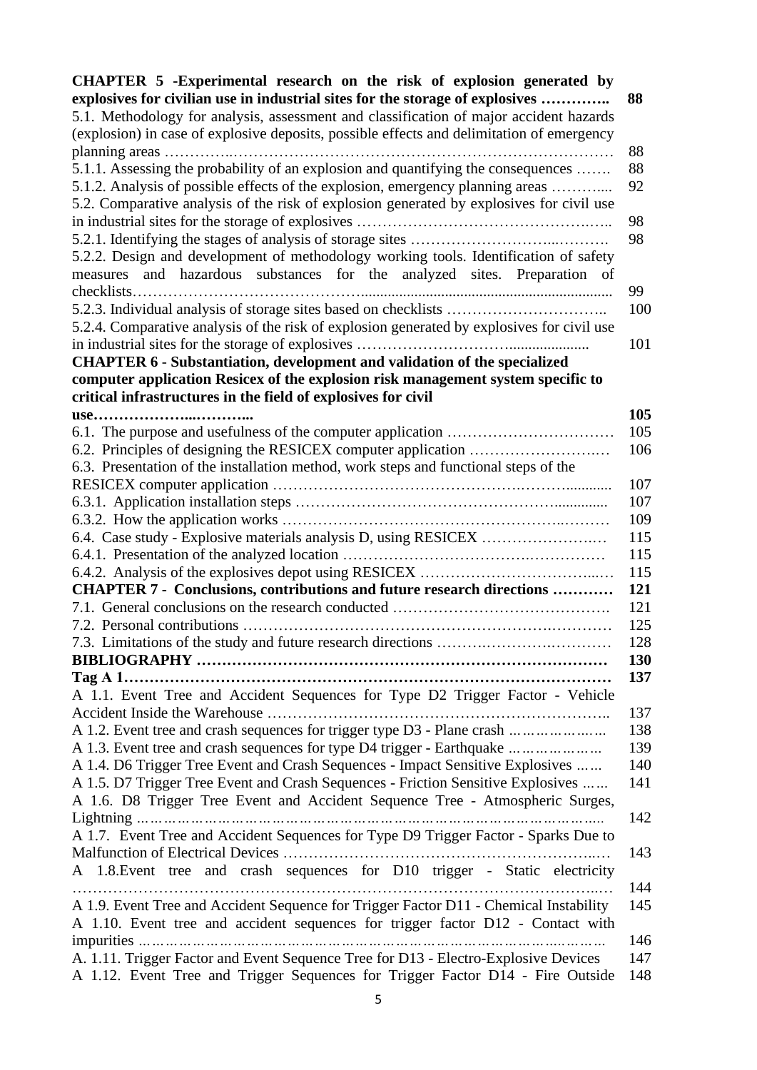| | |
|---|---|
| **CHAPTER 5 -Experimental research on the risk of explosion generated by explosives for civilian use in industrial sites for the storage of explosives …………..** | **88** |
| 5.1. Methodology for analysis, assessment and classification of major accident hazards (explosion) in case of explosive deposits, possible effects and delimitation of emergency planning areas ………….………………………………………………………………… | 88 |
| 5.1.1. Assessing the probability of an explosion and quantifying the consequences ……. | 88 |
| 5.1.2. Analysis of possible effects of the explosion, emergency planning areas ……….... | 92 |
| 5.2. Comparative analysis of the risk of explosion generated by explosives for civil use in industrial sites for the storage of explosives ………………………………………….. | 98 |
| 5.2.1. Identifying the stages of analysis of storage sites ……………………...………. | 98 |
| 5.2.2. Design and development of methodology working tools. Identification of safety measures and hazardous substances for the analyzed sites. Preparation of checklists…………………………………….................................................................. | 99 |
| 5.2.3. Individual analysis of storage sites based on checklists ………………………….. | 100 |
| 5.2.4. Comparative analysis of the risk of explosion generated by explosives for civil use in industrial sites for the storage of explosives ………………………..................... | 101 |
| **CHAPTER 6 - Substantiation, development and validation of the specialized computer application Resicex of the explosion risk management system specific to critical infrastructures in the field of explosives for civil use………………...………...** | **105** |
| 6.1. The purpose and usefulness of the computer application …………………………… | 105 |
| 6.2. Principles of designing the RESICEX computer application ……………………..… | 106 |
| 6.3. Presentation of the installation method, work steps and functional steps of the RESICEX computer application …………………………………….………............ | 107 |
| 6.3.1. Application installation steps ……………………………………………............ | 107 |
| 6.3.2. How the application works …………………………………………………..……… | 109 |
| 6.4. Case study - Explosive materials analysis D, using RESICEX …………………….… | 115 |
| 6.4.1. Presentation of the analyzed location ………………………………….…………… | 115 |
| 6.4.2. Analysis of the explosives depot using RESICEX ……………………………...… | 115 |
| **CHAPTER 7 - Conclusions, contributions and future research directions …………** | **121** |
| 7.1. General conclusions on the research conducted ……………………………………. | 121 |
| 7.2. Personal contributions ………………………………………………………….……… | 125 |
| 7.3. Limitations of the study and future research directions …………….…………….………… | 128 |
| **BIBLIOGRAPHY ……………………………………………………………………………** | **130** |
| **Tag A 1………………………………………………………………………………………** | **137** |
| A 1.1. Event Tree and Accident Sequences for Type D2 Trigger Factor - Vehicle Accident Inside the Warehouse ………………………………………………………….. | 137 |
| A 1.2. Event tree and crash sequences for trigger type D3 - Plane crash …………………… | 138 |
| A 1.3. Event tree and crash sequences for type D4 trigger - Earthquake ………………… | 139 |
| A 1.4. D6 Trigger Tree Event and Crash Sequences - Impact Sensitive Explosives …… | 140 |
| A 1.5. D7 Trigger Tree Event and Crash Sequences - Friction Sensitive Explosives …… | 141 |
| A 1.6. D8 Trigger Tree Event and Accident Sequence Tree - Atmospheric Surges, Lightning ……………………………………………………………………………………….. | 142 |
| A 1.7. Event Tree and Accident Sequences for Type D9 Trigger Factor - Sparks Due to Malfunction of Electrical Devices ……………………………………………………..… | 143 |
| A 1.8.Event tree and crash sequences for D10 trigger - Static electricity ……………………………………………………………………………………………..… | 144 |
| A 1.9. Event Tree and Accident Sequence for Trigger Factor D11 - Chemical Instability | 145 |
| A 1.10. Event tree and accident sequences for trigger factor D12 - Contact with impurities ……………………………………………………………………………..……… | 146 |
| A. 1.11. Trigger Factor and Event Sequence Tree for D13 - Electro-Explosive Devices | 147 |
| A 1.12. Event Tree and Trigger Sequences for Trigger Factor D14 - Fire Outside | 148 |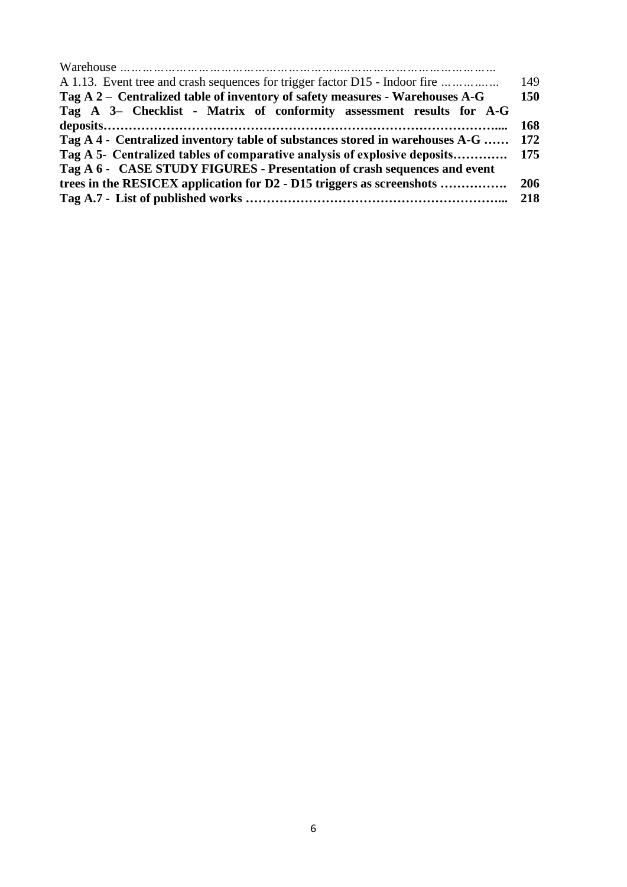Warehouse ………………………………………………………………………………………

A 1.13. Event tree and crash sequences for trigger factor D15 - Indoor fire …………… 149

**Tag A 2 – Centralized table of inventory of safety measures - Warehouses A-G 150**

**Tag A 3– Checklist - Matrix of conformity assessment results for A-G deposits……………………………………………………………………………….... 168**

**Tag A 4 - Centralized inventory table of substances stored in warehouses A-G …… 172**

**Tag A 5- Centralized tables of comparative analysis of explosive deposits…………. 175**

**Tag A 6 - CASE STUDY FIGURES - Presentation of crash sequences and event trees in the RESICEX application for D2 - D15 triggers as screenshots ……………. 206**

**Tag A.7 - List of published works …………………………………………………... 218**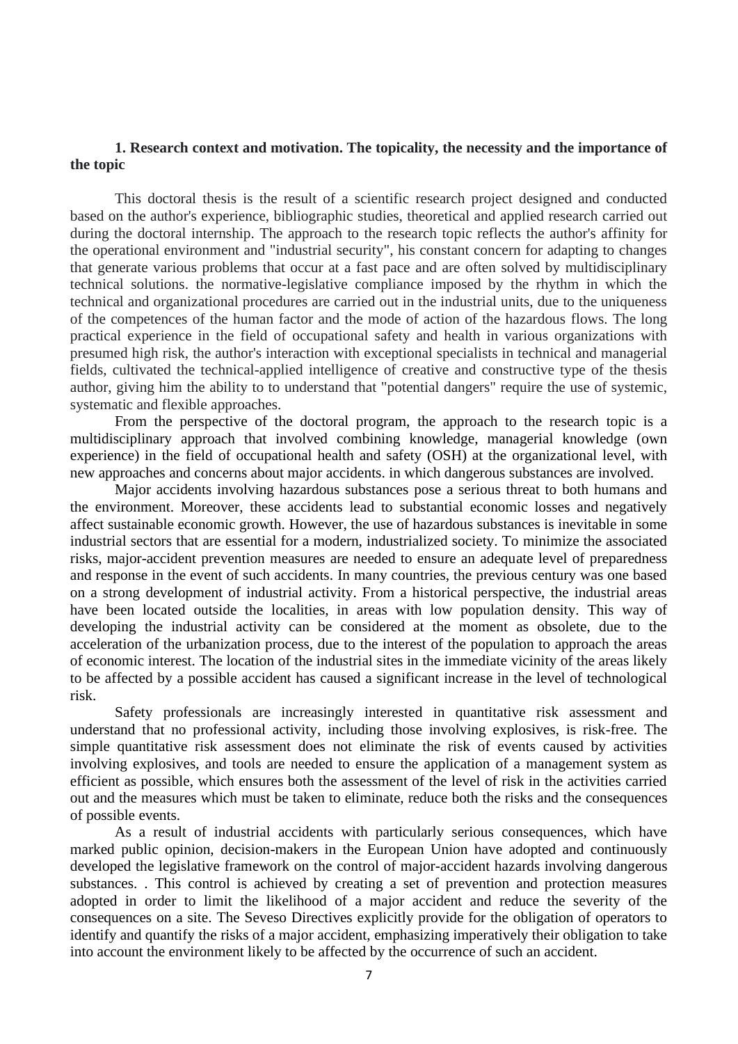## 1. Research context and motivation. The topicality, the necessity and the importance of the topic

This doctoral thesis is the result of a scientific research project designed and conducted based on the author's experience, bibliographic studies, theoretical and applied research carried out during the doctoral internship. The approach to the research topic reflects the author's affinity for the operational environment and "industrial security", his constant concern for adapting to changes that generate various problems that occur at a fast pace and are often solved by multidisciplinary technical solutions. the normative-legislative compliance imposed by the rhythm in which the technical and organizational procedures are carried out in the industrial units, due to the uniqueness of the competences of the human factor and the mode of action of the hazardous flows. The long practical experience in the field of occupational safety and health in various organizations with presumed high risk, the author's interaction with exceptional specialists in technical and managerial fields, cultivated the technical-applied intelligence of creative and constructive type of the thesis author, giving him the ability to to understand that "potential dangers" require the use of systemic, systematic and flexible approaches.

From the perspective of the doctoral program, the approach to the research topic is a multidisciplinary approach that involved combining knowledge, managerial knowledge (own experience) in the field of occupational health and safety (OSH) at the organizational level, with new approaches and concerns about major accidents. in which dangerous substances are involved.

Major accidents involving hazardous substances pose a serious threat to both humans and the environment. Moreover, these accidents lead to substantial economic losses and negatively affect sustainable economic growth. However, the use of hazardous substances is inevitable in some industrial sectors that are essential for a modern, industrialized society. To minimize the associated risks, major-accident prevention measures are needed to ensure an adequate level of preparedness and response in the event of such accidents. In many countries, the previous century was one based on a strong development of industrial activity. From a historical perspective, the industrial areas have been located outside the localities, in areas with low population density. This way of developing the industrial activity can be considered at the moment as obsolete, due to the acceleration of the urbanization process, due to the interest of the population to approach the areas of economic interest. The location of the industrial sites in the immediate vicinity of the areas likely to be affected by a possible accident has caused a significant increase in the level of technological risk.

Safety professionals are increasingly interested in quantitative risk assessment and understand that no professional activity, including those involving explosives, is risk-free. The simple quantitative risk assessment does not eliminate the risk of events caused by activities involving explosives, and tools are needed to ensure the application of a management system as efficient as possible, which ensures both the assessment of the level of risk in the activities carried out and the measures which must be taken to eliminate, reduce both the risks and the consequences of possible events.

As a result of industrial accidents with particularly serious consequences, which have marked public opinion, decision-makers in the European Union have adopted and continuously developed the legislative framework on the control of major-accident hazards involving dangerous substances. . This control is achieved by creating a set of prevention and protection measures adopted in order to limit the likelihood of a major accident and reduce the severity of the consequences on a site. The Seveso Directives explicitly provide for the obligation of operators to identify and quantify the risks of a major accident, emphasizing imperatively their obligation to take into account the environment likely to be affected by the occurrence of such an accident.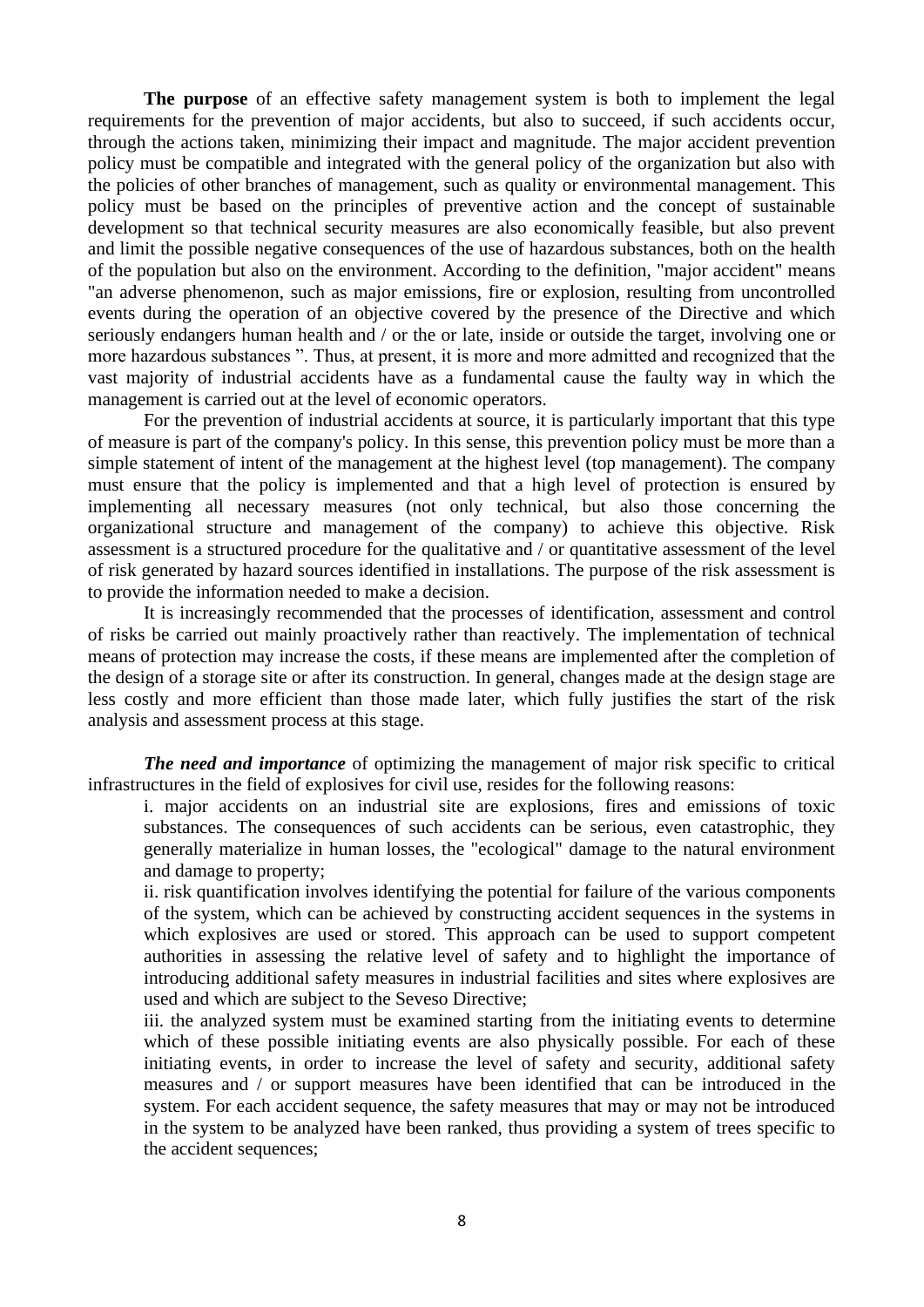**The purpose** of an effective safety management system is both to implement the legal requirements for the prevention of major accidents, but also to succeed, if such accidents occur, through the actions taken, minimizing their impact and magnitude. The major accident prevention policy must be compatible and integrated with the general policy of the organization but also with the policies of other branches of management, such as quality or environmental management. This policy must be based on the principles of preventive action and the concept of sustainable development so that technical security measures are also economically feasible, but also prevent and limit the possible negative consequences of the use of hazardous substances, both on the health of the population but also on the environment. According to the definition, "major accident" means "an adverse phenomenon, such as major emissions, fire or explosion, resulting from uncontrolled events during the operation of an objective covered by the presence of the Directive and which seriously endangers human health and / or the or late, inside or outside the target, involving one or more hazardous substances ". Thus, at present, it is more and more admitted and recognized that the vast majority of industrial accidents have as a fundamental cause the faulty way in which the management is carried out at the level of economic operators.

For the prevention of industrial accidents at source, it is particularly important that this type of measure is part of the company's policy. In this sense, this prevention policy must be more than a simple statement of intent of the management at the highest level (top management). The company must ensure that the policy is implemented and that a high level of protection is ensured by implementing all necessary measures (not only technical, but also those concerning the organizational structure and management of the company) to achieve this objective. Risk assessment is a structured procedure for the qualitative and / or quantitative assessment of the level of risk generated by hazard sources identified in installations. The purpose of the risk assessment is to provide the information needed to make a decision.

It is increasingly recommended that the processes of identification, assessment and control of risks be carried out mainly proactively rather than reactively. The implementation of technical means of protection may increase the costs, if these means are implemented after the completion of the design of a storage site or after its construction. In general, changes made at the design stage are less costly and more efficient than those made later, which fully justifies the start of the risk analysis and assessment process at this stage.

***The need and importance*** of optimizing the management of major risk specific to critical infrastructures in the field of explosives for civil use, resides for the following reasons:

i. major accidents on an industrial site are explosions, fires and emissions of toxic substances. The consequences of such accidents can be serious, even catastrophic, they generally materialize in human losses, the "ecological" damage to the natural environment and damage to property;

ii. risk quantification involves identifying the potential for failure of the various components of the system, which can be achieved by constructing accident sequences in the systems in which explosives are used or stored. This approach can be used to support competent authorities in assessing the relative level of safety and to highlight the importance of introducing additional safety measures in industrial facilities and sites where explosives are used and which are subject to the Seveso Directive;

iii. the analyzed system must be examined starting from the initiating events to determine which of these possible initiating events are also physically possible. For each of these initiating events, in order to increase the level of safety and security, additional safety measures and / or support measures have been identified that can be introduced in the system. For each accident sequence, the safety measures that may or may not be introduced in the system to be analyzed have been ranked, thus providing a system of trees specific to the accident sequences;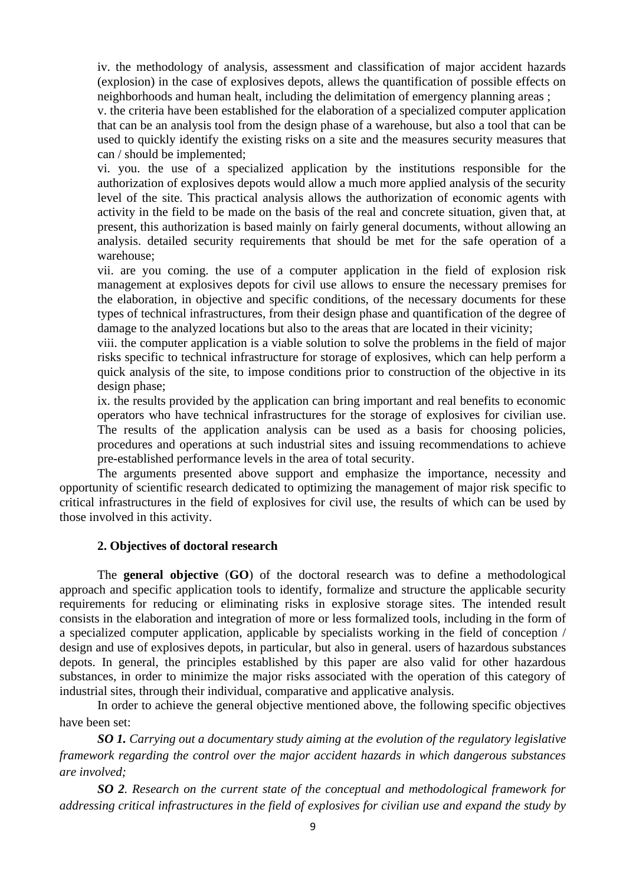iv. the methodology of analysis, assessment and classification of major accident hazards (explosion) in the case of explosives depots, allews the quantification of possible effects on neighborhoods and human healt, including the delimitation of emergency planning areas ;

v. the criteria have been established for the elaboration of a specialized computer application that can be an analysis tool from the design phase of a warehouse, but also a tool that can be used to quickly identify the existing risks on a site and the measures security measures that can / should be implemented;

vi. you. the use of a specialized application by the institutions responsible for the authorization of explosives depots would allow a much more applied analysis of the security level of the site. This practical analysis allows the authorization of economic agents with activity in the field to be made on the basis of the real and concrete situation, given that, at present, this authorization is based mainly on fairly general documents, without allowing an analysis. detailed security requirements that should be met for the safe operation of a warehouse;

vii. are you coming. the use of a computer application in the field of explosion risk management at explosives depots for civil use allows to ensure the necessary premises for the elaboration, in objective and specific conditions, of the necessary documents for these types of technical infrastructures, from their design phase and quantification of the degree of damage to the analyzed locations but also to the areas that are located in their vicinity;

viii. the computer application is a viable solution to solve the problems in the field of major risks specific to technical infrastructure for storage of explosives, which can help perform a quick analysis of the site, to impose conditions prior to construction of the objective in its design phase;

ix. the results provided by the application can bring important and real benefits to economic operators who have technical infrastructures for the storage of explosives for civilian use. The results of the application analysis can be used as a basis for choosing policies, procedures and operations at such industrial sites and issuing recommendations to achieve pre-established performance levels in the area of total security.

The arguments presented above support and emphasize the importance, necessity and opportunity of scientific research dedicated to optimizing the management of major risk specific to critical infrastructures in the field of explosives for civil use, the results of which can be used by those involved in this activity.

## 2. Objectives of doctoral research

The **general objective** (**GO**) of the doctoral research was to define a methodological approach and specific application tools to identify, formalize and structure the applicable security requirements for reducing or eliminating risks in explosive storage sites. The intended result consists in the elaboration and integration of more or less formalized tools, including in the form of a specialized computer application, applicable by specialists working in the field of conception / design and use of explosives depots, in particular, but also in general. users of hazardous substances depots. In general, the principles established by this paper are also valid for other hazardous substances, in order to minimize the major risks associated with the operation of this category of industrial sites, through their individual, comparative and applicative analysis.

In order to achieve the general objective mentioned above, the following specific objectives have been set:

***SO 1.*** *Carrying out a documentary study aiming at the evolution of the regulatory legislative framework regarding the control over the major accident hazards in which dangerous substances are involved;*

***SO 2***. *Research on the current state of the conceptual and methodological framework for addressing critical infrastructures in the field of explosives for civilian use and expand the study by*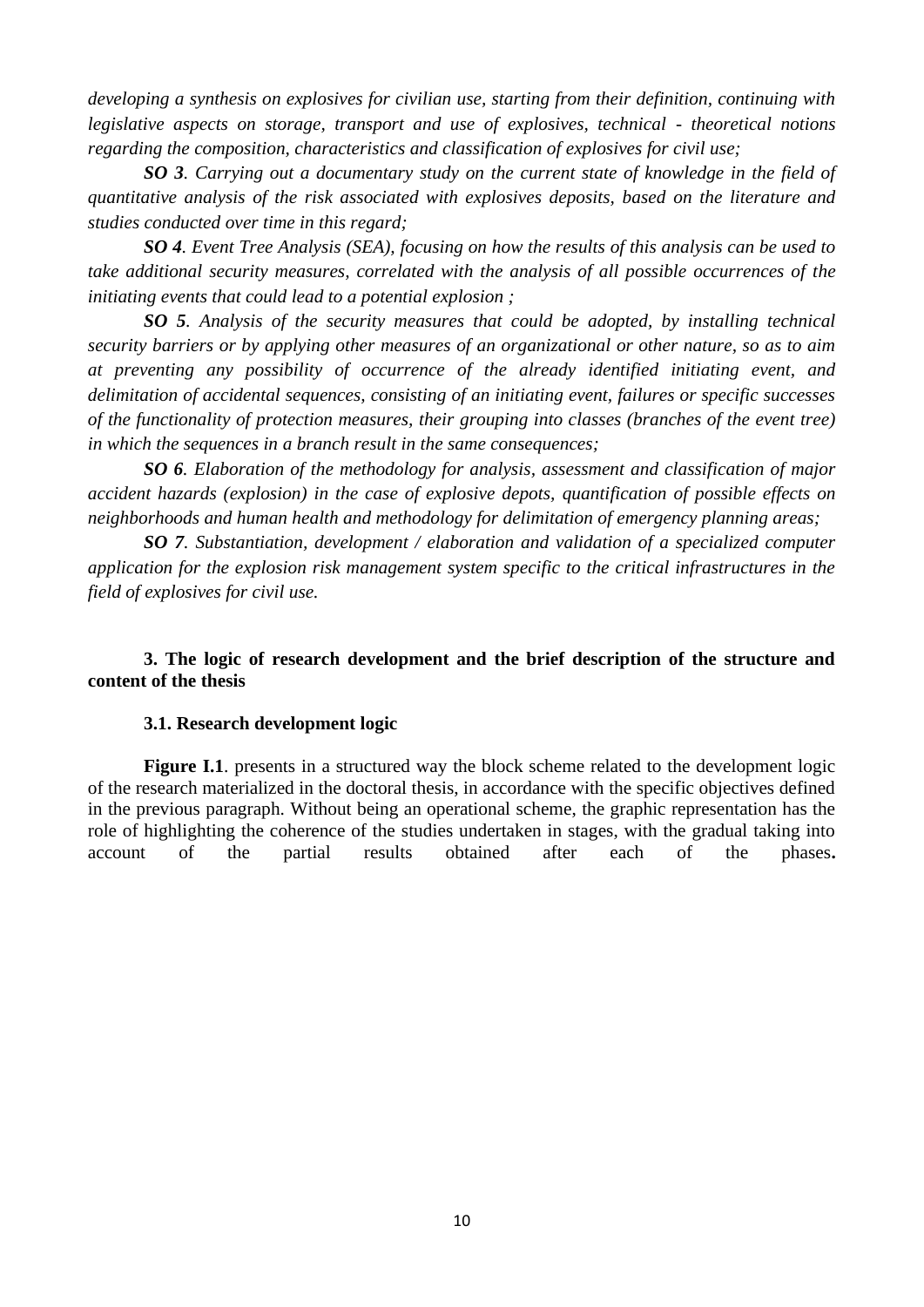*developing a synthesis on explosives for civilian use, starting from their definition, continuing with legislative aspects on storage, transport and use of explosives, technical - theoretical notions regarding the composition, characteristics and classification of explosives for civil use;*

***SO 3**. Carrying out a documentary study on the current state of knowledge in the field of quantitative analysis of the risk associated with explosives deposits, based on the literature and studies conducted over time in this regard;*

***SO 4**. Event Tree Analysis (SEA), focusing on how the results of this analysis can be used to take additional security measures, correlated with the analysis of all possible occurrences of the initiating events that could lead to a potential explosion ;*

***SO 5**. Analysis of the security measures that could be adopted, by installing technical security barriers or by applying other measures of an organizational or other nature, so as to aim at preventing any possibility of occurrence of the already identified initiating event, and delimitation of accidental sequences, consisting of an initiating event, failures or specific successes of the functionality of protection measures, their grouping into classes (branches of the event tree) in which the sequences in a branch result in the same consequences;*

***SO 6**. Elaboration of the methodology for analysis, assessment and classification of major accident hazards (explosion) in the case of explosive depots, quantification of possible effects on neighborhoods and human health and methodology for delimitation of emergency planning areas;*

***SO 7**. Substantiation, development / elaboration and validation of a specialized computer application for the explosion risk management system specific to the critical infrastructures in the field of explosives for civil use.*

## 3. The logic of research development and the brief description of the structure and content of the thesis

### 3.1. Research development logic

**Figure I.1**. presents in a structured way the block scheme related to the development logic of the research materialized in the doctoral thesis, in accordance with the specific objectives defined in the previous paragraph. Without being an operational scheme, the graphic representation has the role of highlighting the coherence of the studies undertaken in stages, with the gradual taking into account of the partial results obtained after each of the phases**.**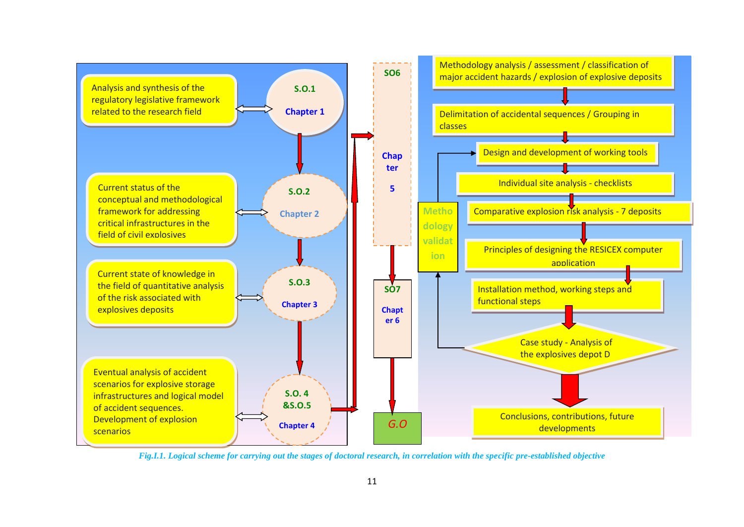Analysis and synthesis of the regulatory legislative framework related to the research field ⟷ **S.O.1** – **Chapter 1**

Current status of the conceptual and methodological framework for addressing critical infrastructures in the field of civil explosives ⟷ **S.O.2** – **Chapter 2**

Current state of knowledge in the field of quantitative analysis of the risk associated with explosives deposits ⟷ **S.O.3** – **Chapter 3**

Eventual analysis of accident scenarios for explosive storage infrastructures and logical model of accident sequences. Development of explosion scenarios ⟷ **S.O. 4 &S.O.5** – **Chapter 4**

**SO6** – **Chapter 5**

- Methodology analysis / assessment / classification of major accident hazards / explosion of explosive deposits
- Delimitation of accidental sequences / Grouping in classes
- Design and development of working tools
- Individual site analysis - checklists
- Comparative explosion risk analysis - 7 deposits
- Principles of designing the RESICEX computer application
- Installation method, working steps and functional steps
- Case study - Analysis of the explosives depot D
- Methodology validation
- Conclusions, contributions, future developments

**SO7** – **Chapter 6**

*G.O*

*Fig.I.1. Logical scheme for carrying out the stages of doctoral research, in correlation with the specific pre-established objective*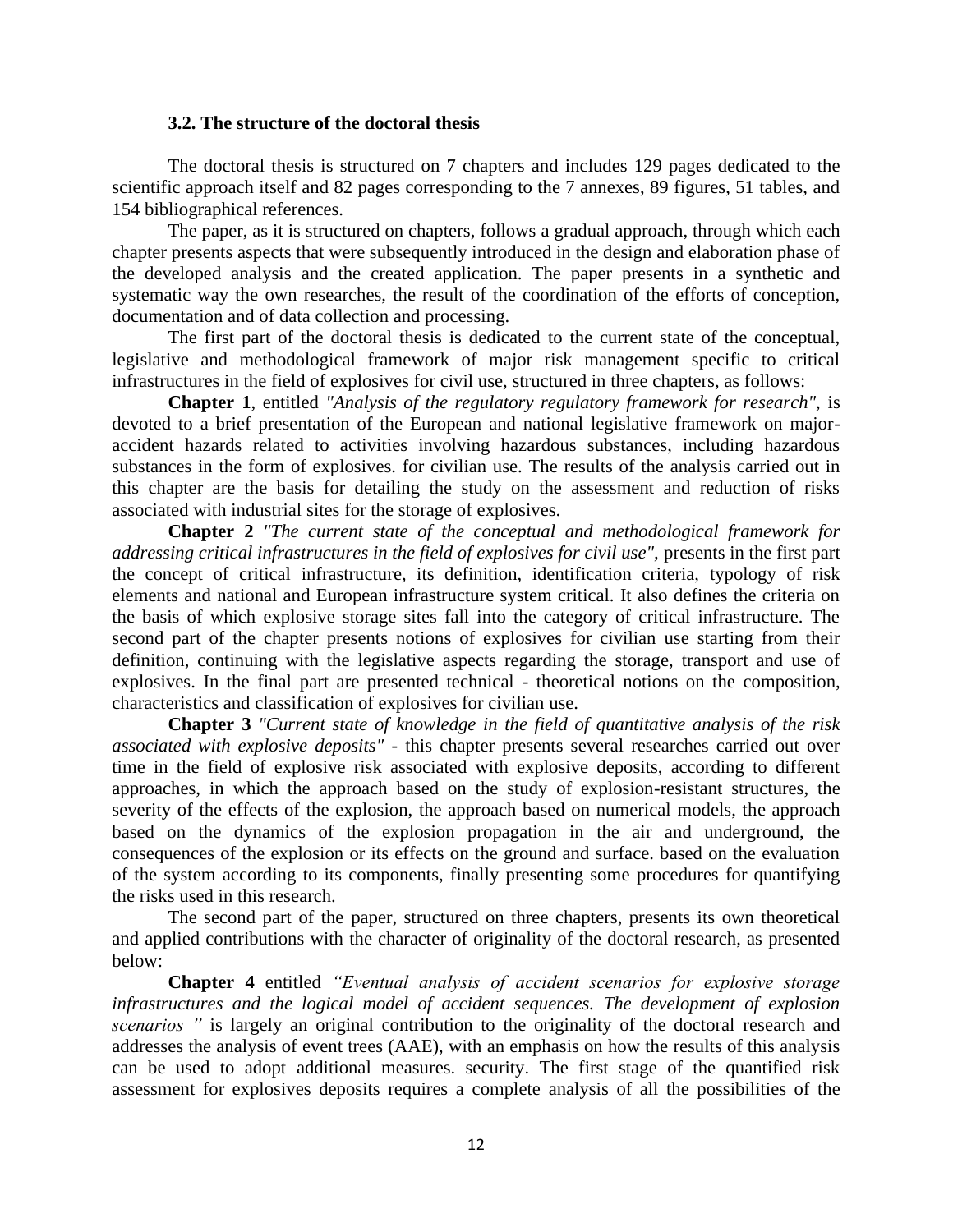### 3.2. The structure of the doctoral thesis

The doctoral thesis is structured on 7 chapters and includes 129 pages dedicated to the scientific approach itself and 82 pages corresponding to the 7 annexes, 89 figures, 51 tables, and 154 bibliographical references.

The paper, as it is structured on chapters, follows a gradual approach, through which each chapter presents aspects that were subsequently introduced in the design and elaboration phase of the developed analysis and the created application. The paper presents in a synthetic and systematic way the own researches, the result of the coordination of the efforts of conception, documentation and of data collection and processing.

The first part of the doctoral thesis is dedicated to the current state of the conceptual, legislative and methodological framework of major risk management specific to critical infrastructures in the field of explosives for civil use, structured in three chapters, as follows:

**Chapter 1**, entitled *"Analysis of the regulatory regulatory framework for research"*, is devoted to a brief presentation of the European and national legislative framework on major-accident hazards related to activities involving hazardous substances, including hazardous substances in the form of explosives. for civilian use. The results of the analysis carried out in this chapter are the basis for detailing the study on the assessment and reduction of risks associated with industrial sites for the storage of explosives.

**Chapter 2** *"The current state of the conceptual and methodological framework for addressing critical infrastructures in the field of explosives for civil use"*, presents in the first part the concept of critical infrastructure, its definition, identification criteria, typology of risk elements and national and European infrastructure system critical. It also defines the criteria on the basis of which explosive storage sites fall into the category of critical infrastructure. The second part of the chapter presents notions of explosives for civilian use starting from their definition, continuing with the legislative aspects regarding the storage, transport and use of explosives. In the final part are presented technical - theoretical notions on the composition, characteristics and classification of explosives for civilian use.

**Chapter 3** *"Current state of knowledge in the field of quantitative analysis of the risk associated with explosive deposits"* - this chapter presents several researches carried out over time in the field of explosive risk associated with explosive deposits, according to different approaches, in which the approach based on the study of explosion-resistant structures, the severity of the effects of the explosion, the approach based on numerical models, the approach based on the dynamics of the explosion propagation in the air and underground, the consequences of the explosion or its effects on the ground and surface. based on the evaluation of the system according to its components, finally presenting some procedures for quantifying the risks used in this research.

The second part of the paper, structured on three chapters, presents its own theoretical and applied contributions with the character of originality of the doctoral research, as presented below:

**Chapter 4** entitled *"Eventual analysis of accident scenarios for explosive storage infrastructures and the logical model of accident sequences. The development of explosion scenarios "* is largely an original contribution to the originality of the doctoral research and addresses the analysis of event trees (AAE), with an emphasis on how the results of this analysis can be used to adopt additional measures. security. The first stage of the quantified risk assessment for explosives deposits requires a complete analysis of all the possibilities of the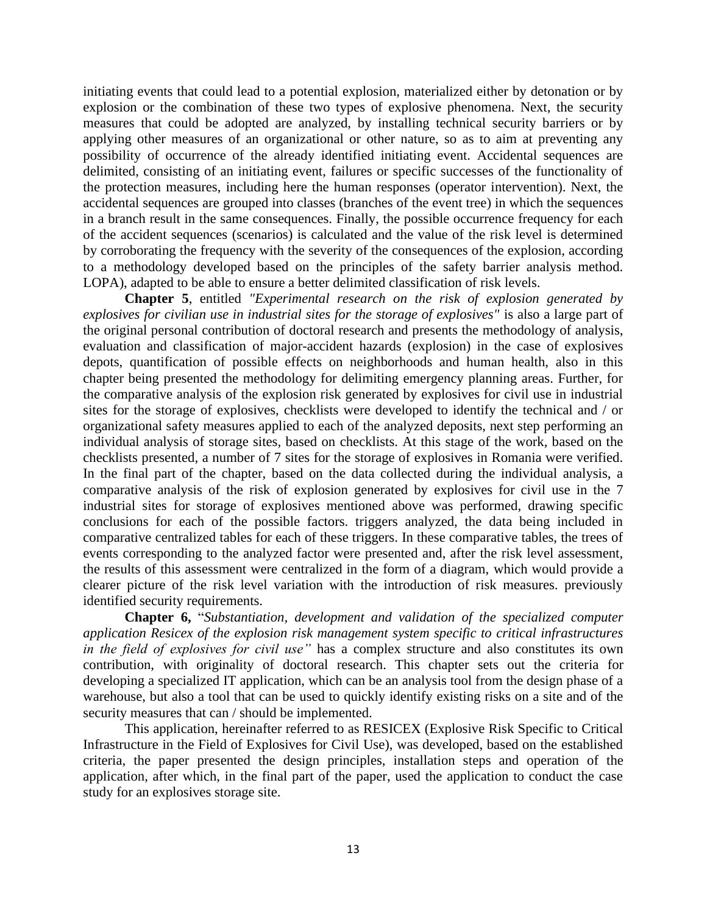initiating events that could lead to a potential explosion, materialized either by detonation or by explosion or the combination of these two types of explosive phenomena. Next, the security measures that could be adopted are analyzed, by installing technical security barriers or by applying other measures of an organizational or other nature, so as to aim at preventing any possibility of occurrence of the already identified initiating event. Accidental sequences are delimited, consisting of an initiating event, failures or specific successes of the functionality of the protection measures, including here the human responses (operator intervention). Next, the accidental sequences are grouped into classes (branches of the event tree) in which the sequences in a branch result in the same consequences. Finally, the possible occurrence frequency for each of the accident sequences (scenarios) is calculated and the value of the risk level is determined by corroborating the frequency with the severity of the consequences of the explosion, according to a methodology developed based on the principles of the safety barrier analysis method. LOPA), adapted to be able to ensure a better delimited classification of risk levels.

**Chapter 5**, entitled *"Experimental research on the risk of explosion generated by explosives for civilian use in industrial sites for the storage of explosives"* is also a large part of the original personal contribution of doctoral research and presents the methodology of analysis, evaluation and classification of major-accident hazards (explosion) in the case of explosives depots, quantification of possible effects on neighborhoods and human health, also in this chapter being presented the methodology for delimiting emergency planning areas. Further, for the comparative analysis of the explosion risk generated by explosives for civil use in industrial sites for the storage of explosives, checklists were developed to identify the technical and / or organizational safety measures applied to each of the analyzed deposits, next step performing an individual analysis of storage sites, based on checklists. At this stage of the work, based on the checklists presented, a number of 7 sites for the storage of explosives in Romania were verified. In the final part of the chapter, based on the data collected during the individual analysis, a comparative analysis of the risk of explosion generated by explosives for civil use in the 7 industrial sites for storage of explosives mentioned above was performed, drawing specific conclusions for each of the possible factors. triggers analyzed, the data being included in comparative centralized tables for each of these triggers. In these comparative tables, the trees of events corresponding to the analyzed factor were presented and, after the risk level assessment, the results of this assessment were centralized in the form of a diagram, which would provide a clearer picture of the risk level variation with the introduction of risk measures. previously identified security requirements.

**Chapter 6,** "*Substantiation, development and validation of the specialized computer application Resicex of the explosion risk management system specific to critical infrastructures in the field of explosives for civil use"* has a complex structure and also constitutes its own contribution, with originality of doctoral research. This chapter sets out the criteria for developing a specialized IT application, which can be an analysis tool from the design phase of a warehouse, but also a tool that can be used to quickly identify existing risks on a site and of the security measures that can / should be implemented.

This application, hereinafter referred to as RESICEX (Explosive Risk Specific to Critical Infrastructure in the Field of Explosives for Civil Use), was developed, based on the established criteria, the paper presented the design principles, installation steps and operation of the application, after which, in the final part of the paper, used the application to conduct the case study for an explosives storage site.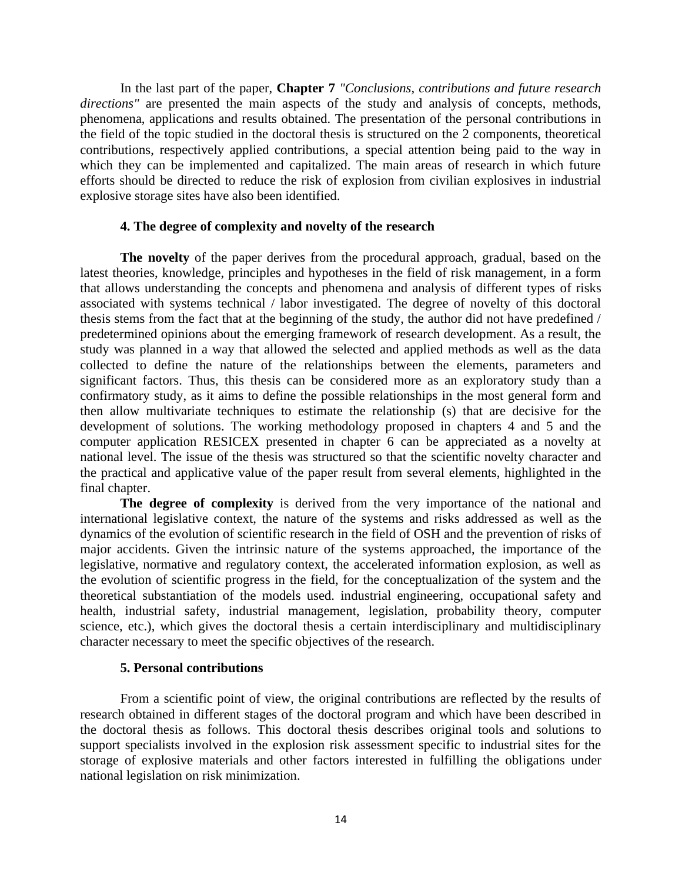In the last part of the paper, **Chapter 7** *"Conclusions, contributions and future research directions"* are presented the main aspects of the study and analysis of concepts, methods, phenomena, applications and results obtained. The presentation of the personal contributions in the field of the topic studied in the doctoral thesis is structured on the 2 components, theoretical contributions, respectively applied contributions, a special attention being paid to the way in which they can be implemented and capitalized. The main areas of research in which future efforts should be directed to reduce the risk of explosion from civilian explosives in industrial explosive storage sites have also been identified.

## 4. The degree of complexity and novelty of the research

**The novelty** of the paper derives from the procedural approach, gradual, based on the latest theories, knowledge, principles and hypotheses in the field of risk management, in a form that allows understanding the concepts and phenomena and analysis of different types of risks associated with systems technical / labor investigated. The degree of novelty of this doctoral thesis stems from the fact that at the beginning of the study, the author did not have predefined / predetermined opinions about the emerging framework of research development. As a result, the study was planned in a way that allowed the selected and applied methods as well as the data collected to define the nature of the relationships between the elements, parameters and significant factors. Thus, this thesis can be considered more as an exploratory study than a confirmatory study, as it aims to define the possible relationships in the most general form and then allow multivariate techniques to estimate the relationship (s) that are decisive for the development of solutions. The working methodology proposed in chapters 4 and 5 and the computer application RESICEX presented in chapter 6 can be appreciated as a novelty at national level. The issue of the thesis was structured so that the scientific novelty character and the practical and applicative value of the paper result from several elements, highlighted in the final chapter.

**The degree of complexity** is derived from the very importance of the national and international legislative context, the nature of the systems and risks addressed as well as the dynamics of the evolution of scientific research in the field of OSH and the prevention of risks of major accidents. Given the intrinsic nature of the systems approached, the importance of the legislative, normative and regulatory context, the accelerated information explosion, as well as the evolution of scientific progress in the field, for the conceptualization of the system and the theoretical substantiation of the models used. industrial engineering, occupational safety and health, industrial safety, industrial management, legislation, probability theory, computer science, etc.), which gives the doctoral thesis a certain interdisciplinary and multidisciplinary character necessary to meet the specific objectives of the research.

## 5. Personal contributions

From a scientific point of view, the original contributions are reflected by the results of research obtained in different stages of the doctoral program and which have been described in the doctoral thesis as follows. This doctoral thesis describes original tools and solutions to support specialists involved in the explosion risk assessment specific to industrial sites for the storage of explosive materials and other factors interested in fulfilling the obligations under national legislation on risk minimization.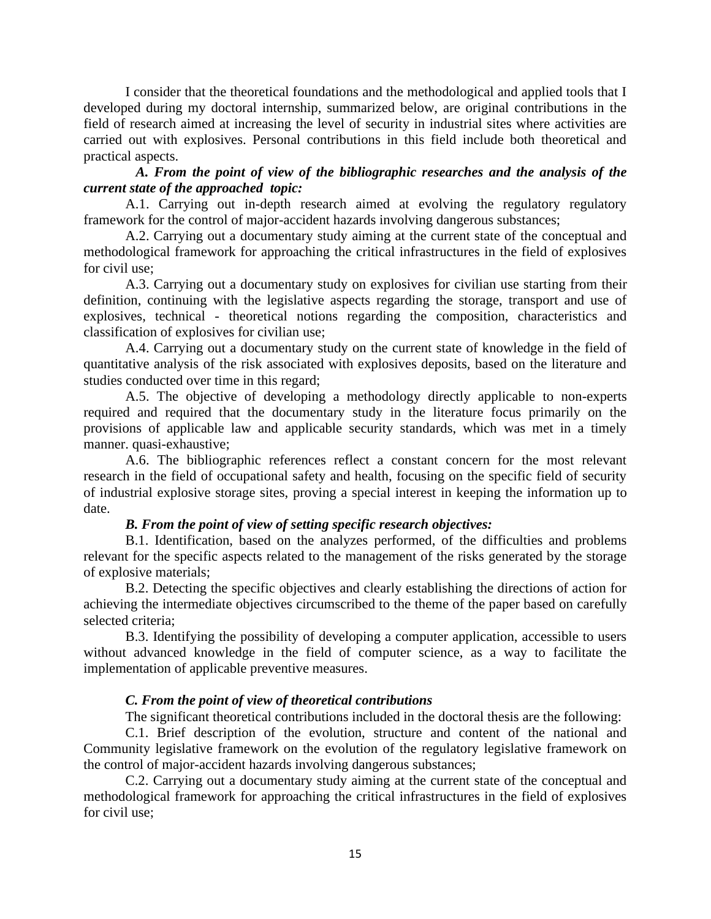I consider that the theoretical foundations and the methodological and applied tools that I developed during my doctoral internship, summarized below, are original contributions in the field of research aimed at increasing the level of security in industrial sites where activities are carried out with explosives. Personal contributions in this field include both theoretical and practical aspects.

***A. From the point of view of the bibliographic researches and the analysis of the current state of the approached topic:***

A.1. Carrying out in-depth research aimed at evolving the regulatory regulatory framework for the control of major-accident hazards involving dangerous substances;

A.2. Carrying out a documentary study aiming at the current state of the conceptual and methodological framework for approaching the critical infrastructures in the field of explosives for civil use;

A.3. Carrying out a documentary study on explosives for civilian use starting from their definition, continuing with the legislative aspects regarding the storage, transport and use of explosives, technical - theoretical notions regarding the composition, characteristics and classification of explosives for civilian use;

A.4. Carrying out a documentary study on the current state of knowledge in the field of quantitative analysis of the risk associated with explosives deposits, based on the literature and studies conducted over time in this regard;

A.5. The objective of developing a methodology directly applicable to non-experts required and required that the documentary study in the literature focus primarily on the provisions of applicable law and applicable security standards, which was met in a timely manner. quasi-exhaustive;

A.6. The bibliographic references reflect a constant concern for the most relevant research in the field of occupational safety and health, focusing on the specific field of security of industrial explosive storage sites, proving a special interest in keeping the information up to date.

***B. From the point of view of setting specific research objectives:***

B.1. Identification, based on the analyzes performed, of the difficulties and problems relevant for the specific aspects related to the management of the risks generated by the storage of explosive materials;

B.2. Detecting the specific objectives and clearly establishing the directions of action for achieving the intermediate objectives circumscribed to the theme of the paper based on carefully selected criteria;

B.3. Identifying the possibility of developing a computer application, accessible to users without advanced knowledge in the field of computer science, as a way to facilitate the implementation of applicable preventive measures.

***C. From the point of view of theoretical contributions***

The significant theoretical contributions included in the doctoral thesis are the following:

C.1. Brief description of the evolution, structure and content of the national and Community legislative framework on the evolution of the regulatory legislative framework on the control of major-accident hazards involving dangerous substances;

C.2. Carrying out a documentary study aiming at the current state of the conceptual and methodological framework for approaching the critical infrastructures in the field of explosives for civil use;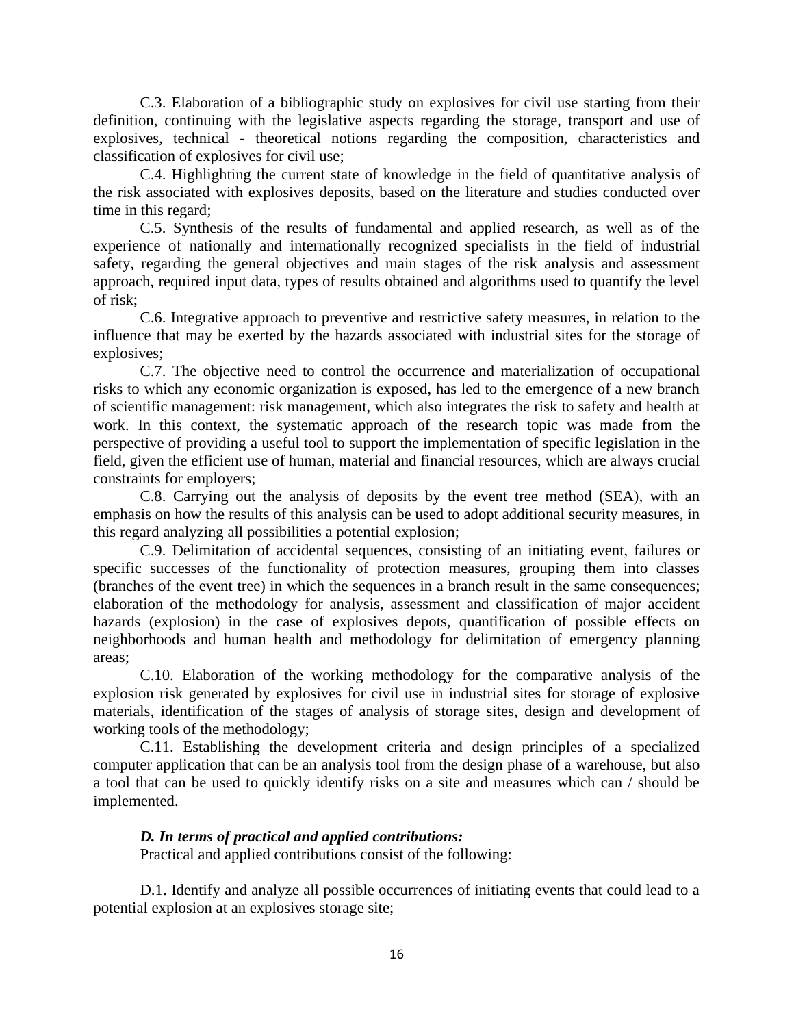C.3. Elaboration of a bibliographic study on explosives for civil use starting from their definition, continuing with the legislative aspects regarding the storage, transport and use of explosives, technical - theoretical notions regarding the composition, characteristics and classification of explosives for civil use;

C.4. Highlighting the current state of knowledge in the field of quantitative analysis of the risk associated with explosives deposits, based on the literature and studies conducted over time in this regard;

C.5. Synthesis of the results of fundamental and applied research, as well as of the experience of nationally and internationally recognized specialists in the field of industrial safety, regarding the general objectives and main stages of the risk analysis and assessment approach, required input data, types of results obtained and algorithms used to quantify the level of risk;

C.6. Integrative approach to preventive and restrictive safety measures, in relation to the influence that may be exerted by the hazards associated with industrial sites for the storage of explosives;

C.7. The objective need to control the occurrence and materialization of occupational risks to which any economic organization is exposed, has led to the emergence of a new branch of scientific management: risk management, which also integrates the risk to safety and health at work. In this context, the systematic approach of the research topic was made from the perspective of providing a useful tool to support the implementation of specific legislation in the field, given the efficient use of human, material and financial resources, which are always crucial constraints for employers;

C.8. Carrying out the analysis of deposits by the event tree method (SEA), with an emphasis on how the results of this analysis can be used to adopt additional security measures, in this regard analyzing all possibilities a potential explosion;

C.9. Delimitation of accidental sequences, consisting of an initiating event, failures or specific successes of the functionality of protection measures, grouping them into classes (branches of the event tree) in which the sequences in a branch result in the same consequences; elaboration of the methodology for analysis, assessment and classification of major accident hazards (explosion) in the case of explosives depots, quantification of possible effects on neighborhoods and human health and methodology for delimitation of emergency planning areas;

C.10. Elaboration of the working methodology for the comparative analysis of the explosion risk generated by explosives for civil use in industrial sites for storage of explosive materials, identification of the stages of analysis of storage sites, design and development of working tools of the methodology;

C.11. Establishing the development criteria and design principles of a specialized computer application that can be an analysis tool from the design phase of a warehouse, but also a tool that can be used to quickly identify risks on a site and measures which can / should be implemented.

***D. In terms of practical and applied contributions:***

Practical and applied contributions consist of the following:

D.1. Identify and analyze all possible occurrences of initiating events that could lead to a potential explosion at an explosives storage site;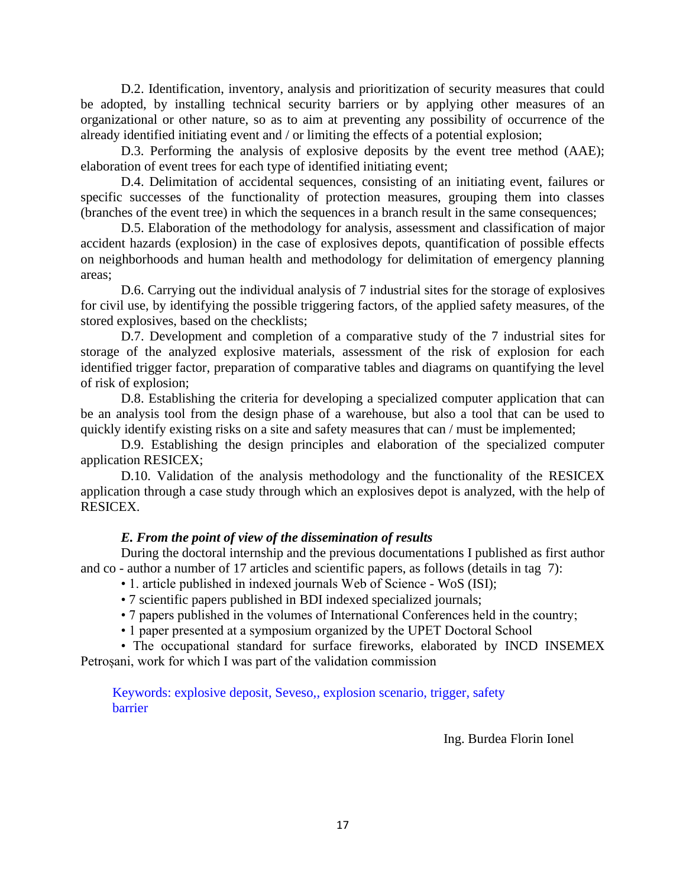D.2. Identification, inventory, analysis and prioritization of security measures that could be adopted, by installing technical security barriers or by applying other measures of an organizational or other nature, so as to aim at preventing any possibility of occurrence of the already identified initiating event and / or limiting the effects of a potential explosion;

D.3. Performing the analysis of explosive deposits by the event tree method (AAE); elaboration of event trees for each type of identified initiating event;

D.4. Delimitation of accidental sequences, consisting of an initiating event, failures or specific successes of the functionality of protection measures, grouping them into classes (branches of the event tree) in which the sequences in a branch result in the same consequences;

D.5. Elaboration of the methodology for analysis, assessment and classification of major accident hazards (explosion) in the case of explosives depots, quantification of possible effects on neighborhoods and human health and methodology for delimitation of emergency planning areas;

D.6. Carrying out the individual analysis of 7 industrial sites for the storage of explosives for civil use, by identifying the possible triggering factors, of the applied safety measures, of the stored explosives, based on the checklists;

D.7. Development and completion of a comparative study of the 7 industrial sites for storage of the analyzed explosive materials, assessment of the risk of explosion for each identified trigger factor, preparation of comparative tables and diagrams on quantifying the level of risk of explosion;

D.8. Establishing the criteria for developing a specialized computer application that can be an analysis tool from the design phase of a warehouse, but also a tool that can be used to quickly identify existing risks on a site and safety measures that can / must be implemented;

D.9. Establishing the design principles and elaboration of the specialized computer application RESICEX;

D.10. Validation of the analysis methodology and the functionality of the RESICEX application through a case study through which an explosives depot is analyzed, with the help of RESICEX.

***E. From the point of view of the dissemination of results***

During the doctoral internship and the previous documentations I published as first author and co - author a number of 17 articles and scientific papers, as follows (details in tag 7):

- 1. article published in indexed journals Web of Science - WoS (ISI);
- 7 scientific papers published in BDI indexed specialized journals;
- 7 papers published in the volumes of International Conferences held in the country;
- 1 paper presented at a symposium organized by the UPET Doctoral School
- The occupational standard for surface fireworks, elaborated by INCD INSEMEX Petroșani, work for which I was part of the validation commission

Keywords: explosive deposit, Seveso,, explosion scenario, trigger, safety barrier

Ing. Burdea Florin Ionel